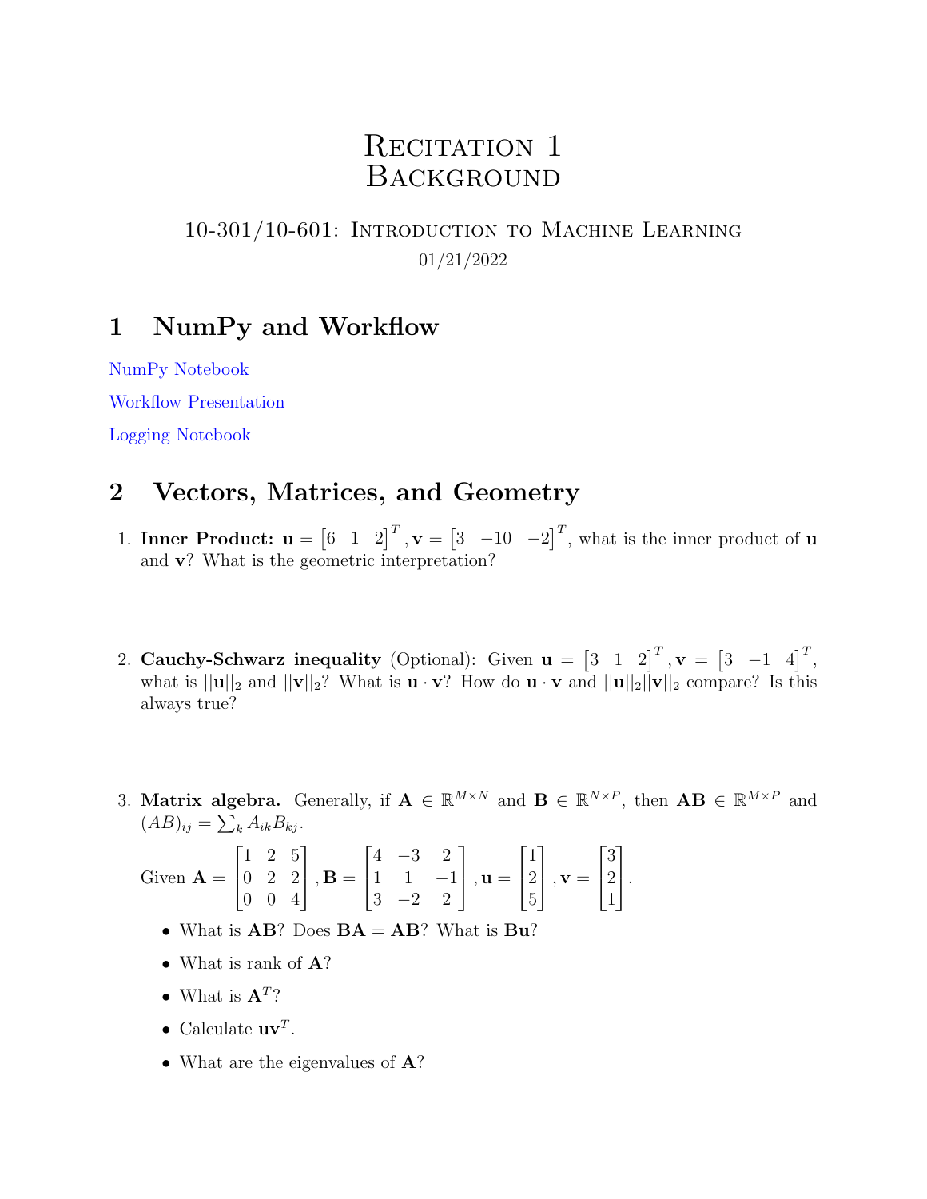# Recitation 1
# Background

## 10-301/10-601: Introduction to Machine Learning

01/21/2022

## 1 NumPy and Workflow

NumPy Notebook

Workflow Presentation

Logging Notebook

## 2 Vectors, Matrices, and Geometry

1. **Inner Product:** $\mathbf{u} = \begin{bmatrix} 6 & 1 & 2 \end{bmatrix}^T, \mathbf{v} = \begin{bmatrix} 3 & -10 & -2 \end{bmatrix}^T$, what is the inner product of $\mathbf{u}$ and $\mathbf{v}$? What is the geometric interpretation?

2. **Cauchy-Schwarz inequality** (Optional): Given $\mathbf{u} = \begin{bmatrix} 3 & 1 & 2 \end{bmatrix}^T, \mathbf{v} = \begin{bmatrix} 3 & -1 & 4 \end{bmatrix}^T$, what is $||\mathbf{u}||_2$ and $||\mathbf{v}||_2$? What is $\mathbf{u} \cdot \mathbf{v}$? How do $\mathbf{u} \cdot \mathbf{v}$ and $||\mathbf{u}||_2||\mathbf{v}||_2$ compare? Is this always true?

3. **Matrix algebra.** Generally, if $\mathbf{A} \in \mathbb{R}^{M \times N}$ and $\mathbf{B} \in \mathbb{R}^{N \times P}$, then $\mathbf{AB} \in \mathbb{R}^{M \times P}$ and $(AB)_{ij} = \sum_k A_{ik}B_{kj}$.

   Given $\mathbf{A} = \begin{bmatrix} 1 & 2 & 5 \\ 0 & 2 & 2 \\ 0 & 0 & 4 \end{bmatrix}, \mathbf{B} = \begin{bmatrix} 4 & -3 & 2 \\ 1 & 1 & -1 \\ 3 & -2 & 2 \end{bmatrix}, \mathbf{u} = \begin{bmatrix} 1 \\ 2 \\ 5 \end{bmatrix}, \mathbf{v} = \begin{bmatrix} 3 \\ 2 \\ 1 \end{bmatrix}$.

   - What is $\mathbf{AB}$? Does $\mathbf{BA} = \mathbf{AB}$? What is $\mathbf{Bu}$?
   - What is rank of $\mathbf{A}$?
   - What is $\mathbf{A}^T$?
   - Calculate $\mathbf{uv}^T$.
   - What are the eigenvalues of $\mathbf{A}$?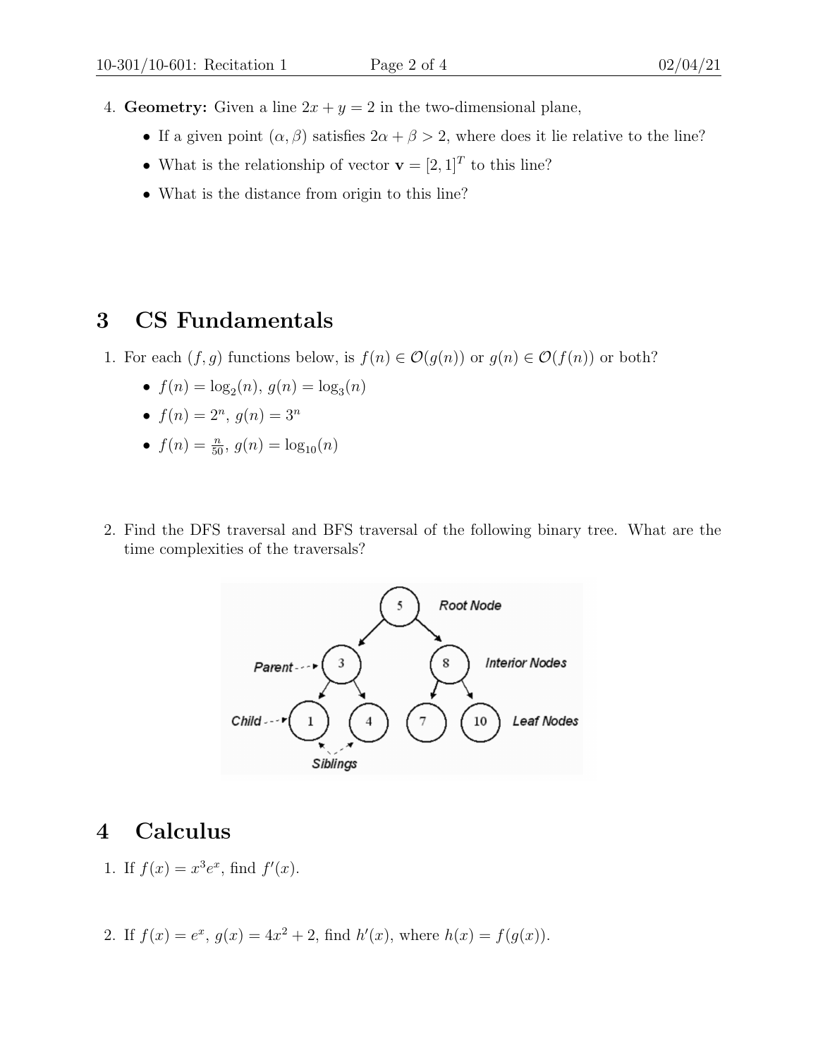4. **Geometry:** Given a line $2x + y = 2$ in the two-dimensional plane,
   - If a given point $(\alpha, \beta)$ satisfies $2\alpha + \beta > 2$, where does it lie relative to the line?
   - What is the relationship of vector $\mathbf{v} = [2, 1]^T$ to this line?
   - What is the distance from origin to this line?

## 3 CS Fundamentals

1. For each $(f, g)$ functions below, is $f(n) \in \mathcal{O}(g(n))$ or $g(n) \in \mathcal{O}(f(n))$ or both?
   - $f(n) = \log_2(n)$, $g(n) = \log_3(n)$
   - $f(n) = 2^n$, $g(n) = 3^n$
   - $f(n) = \frac{n}{50}$, $g(n) = \log_{10}(n)$

2. Find the DFS traversal and BFS traversal of the following binary tree. What are the time complexities of the traversals?

## 4 Calculus

1. If $f(x) = x^3 e^x$, find $f'(x)$.

2. If $f(x) = e^x$, $g(x) = 4x^2 + 2$, find $h'(x)$, where $h(x) = f(g(x))$.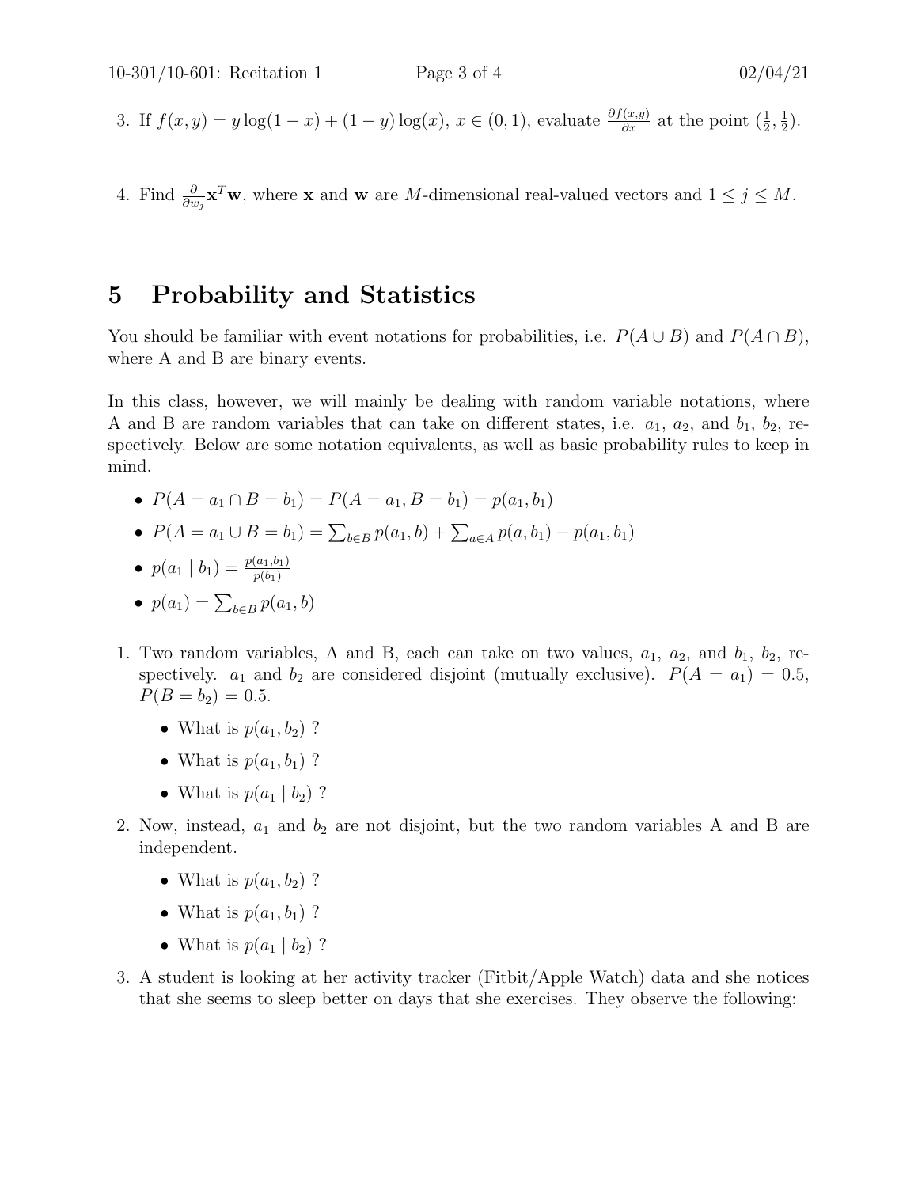3. If $f(x, y) = y \log(1 - x) + (1 - y) \log(x)$, $x \in (0, 1)$, evaluate $\frac{\partial f(x,y)}{\partial x}$ at the point $(\frac{1}{2}, \frac{1}{2})$.

4. Find $\frac{\partial}{\partial w_j} \mathbf{x}^T \mathbf{w}$, where $\mathbf{x}$ and $\mathbf{w}$ are $M$-dimensional real-valued vectors and $1 \leq j \leq M$.

## 5 Probability and Statistics

You should be familiar with event notations for probabilities, i.e. $P(A \cup B)$ and $P(A \cap B)$, where A and B are binary events.

In this class, however, we will mainly be dealing with random variable notations, where A and B are random variables that can take on different states, i.e. $a_1$, $a_2$, and $b_1$, $b_2$, respectively. Below are some notation equivalents, as well as basic probability rules to keep in mind.

- $P(A = a_1 \cap B = b_1) = P(A = a_1, B = b_1) = p(a_1, b_1)$
- $P(A = a_1 \cup B = b_1) = \sum_{b \in B} p(a_1, b) + \sum_{a \in A} p(a, b_1) - p(a_1, b_1)$
- $p(a_1 \mid b_1) = \frac{p(a_1, b_1)}{p(b_1)}$
- $p(a_1) = \sum_{b \in B} p(a_1, b)$

1. Two random variables, A and B, each can take on two values, $a_1$, $a_2$, and $b_1$, $b_2$, respectively. $a_1$ and $b_2$ are considered disjoint (mutually exclusive). $P(A = a_1) = 0.5$, $P(B = b_2) = 0.5$.
   - What is $p(a_1, b_2)$ ?
   - What is $p(a_1, b_1)$ ?
   - What is $p(a_1 \mid b_2)$ ?

2. Now, instead, $a_1$ and $b_2$ are not disjoint, but the two random variables A and B are independent.
   - What is $p(a_1, b_2)$ ?
   - What is $p(a_1, b_1)$ ?
   - What is $p(a_1 \mid b_2)$ ?

3. A student is looking at her activity tracker (Fitbit/Apple Watch) data and she notices that she seems to sleep better on days that she exercises. They observe the following: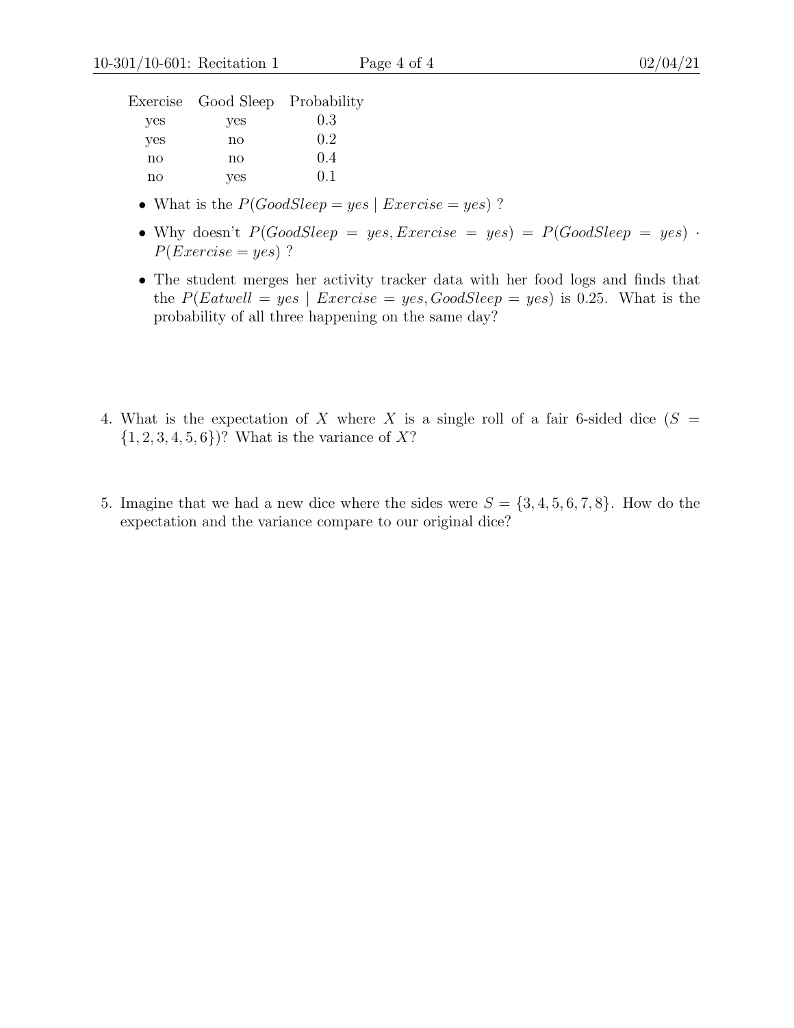| Exercise | Good Sleep | Probability |
|---|---|---|
| yes | yes | 0.3 |
| yes | no | 0.2 |
| no | no | 0.4 |
| no | yes | 0.1 |

- What is the $P(GoodSleep = yes \mid Exercise = yes)$ ?
- Why doesn't $P(GoodSleep = yes, Exercise = yes) = P(GoodSleep = yes) \cdot P(Exercise = yes)$ ?
- The student merges her activity tracker data with her food logs and finds that the $P(Eatwell = yes \mid Exercise = yes, GoodSleep = yes)$ is 0.25. What is the probability of all three happening on the same day?

4. What is the expectation of $X$ where $X$ is a single roll of a fair 6-sided dice ($S = \{1, 2, 3, 4, 5, 6\}$)? What is the variance of $X$?

5. Imagine that we had a new dice where the sides were $S = \{3, 4, 5, 6, 7, 8\}$. How do the expectation and the variance compare to our original dice?